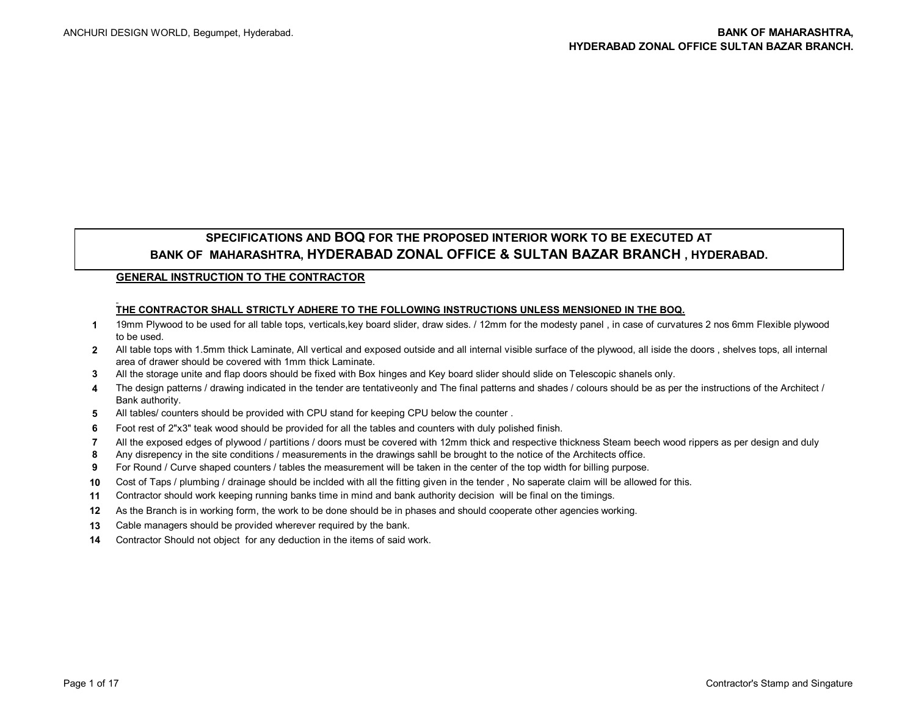# SPECIFICATIONS AND BOQ FOR THE PROPOSED INTERIOR WORK TO BE EXECUTED AT BANK OF MAHARASHTRA, HYDERABAD ZONAL OFFICE & SULTAN BAZAR BRANCH , HYDERABAD.

## GENERAL INSTRUCTION TO THE CONTRACTOR

**THE CONTRACTOR SHALL STRICTLY ADHERE TO THE FOLLOWING INSTRUCTIONS UNLESS MENSIONED IN THE BOQ.**

1. 19mm Plywood to be used for all table tops, verticals,key board slider, draw sides. / 12mm for the modesty panel , in case of curvatures 2 nos 6mm Flexible plywood to be used.
2. All table tops with 1.5mm thick Laminate, All vertical and exposed outside and all internal visible surface of the plywood, all iside the doors , shelves tops, all internal area of drawer should be covered with 1mm thick Laminate.
3. All the storage unite and flap doors should be fixed with Box hinges and Key board slider should slide on Telescopic shanels only.
4. The design patterns / drawing indicated in the tender are tentativeonly and The final patterns and shades / colours should be as per the instructions of the Architect / Bank authority.
5. All tables/ counters should be provided with CPU stand for keeping CPU below the counter .
6. Foot rest of 2"x3" teak wood should be provided for all the tables and counters with duly polished finish.
7. All the exposed edges of plywood / partitions / doors must be covered with 12mm thick and respective thickness Steam beech wood rippers as per design and duly
8. Any disrepency in the site conditions / measurements in the drawings sahll be brought to the notice of the Architects office.
9. For Round / Curve shaped counters / tables the measurement will be taken in the center of the top width for billing purpose.
10. Cost of Taps / plumbing / drainage should be inclded with all the fitting given in the tender , No saperate claim will be allowed for this.
11. Contractor should work keeping running banks time in mind and bank authority decision will be final on the timings.
12. As the Branch is in working form, the work to be done should be in phases and should cooperate other agencies working.
13. Cable managers should be provided wherever required by the bank.
14. Contractor Should not object for any deduction in the items of said work.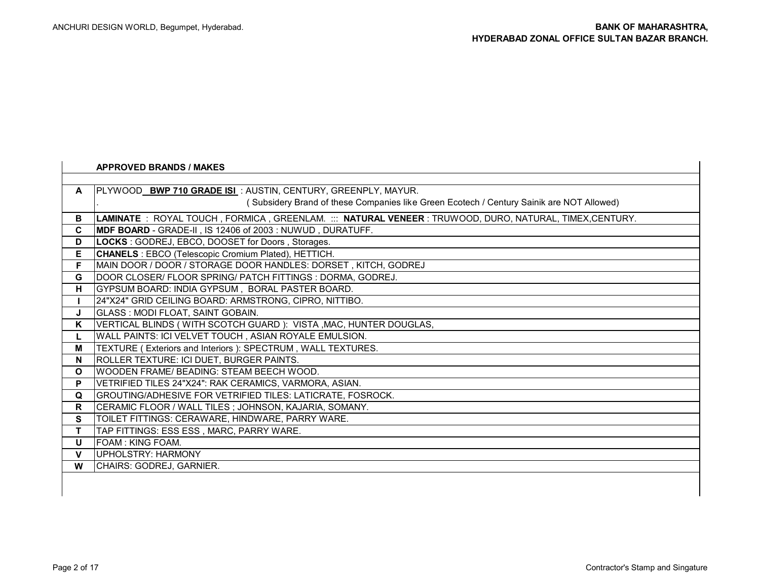## APPROVED BRANDS / MAKES

| | |
|---|---|
| **A** | PLYWOOD **BWP 710 GRADE ISI** : AUSTIN, CENTURY, GREENPLY, MAYUR.<br>( Subsidery Brand of these Companies like Green Ecotech / Century Sainik are NOT Allowed) |
| **B** | **LAMINATE** : ROYAL TOUCH , FORMICA , GREENLAM. ::: **NATURAL VENEER** : TRUWOOD, DURO, NATURAL, TIMEX,CENTURY. |
| **C** | **MDF BOARD** - GRADE-II , IS 12406 of 2003 : NUWUD , DURATUFF. |
| **D** | **LOCKS** : GODREJ, EBCO, DOOSET for Doors , Storages. |
| **E** | **CHANELS** : EBCO (Telescopic Cromium Plated), HETTICH. |
| **F** | MAIN DOOR / DOOR / STORAGE DOOR HANDLES: DORSET , KITCH, GODREJ |
| **G** | DOOR CLOSER/ FLOOR SPRING/ PATCH FITTINGS : DORMA, GODREJ. |
| **H** | GYPSUM BOARD: INDIA GYPSUM , BORAL PASTER BOARD. |
| **I** | 24"X24" GRID CEILING BOARD: ARMSTRONG, CIPRO, NITTIBO. |
| **J** | GLASS : MODI FLOAT, SAINT GOBAIN. |
| **K** | VERTICAL BLINDS ( WITH SCOTCH GUARD ): VISTA ,MAC, HUNTER DOUGLAS, |
| **L** | WALL PAINTS: ICI VELVET TOUCH , ASIAN ROYALE EMULSION. |
| **M** | TEXTURE ( Exteriors and Interiors ): SPECTRUM , WALL TEXTURES. |
| **N** | ROLLER TEXTURE: ICI DUET, BURGER PAINTS. |
| **O** | WOODEN FRAME/ BEADING: STEAM BEECH WOOD. |
| **P** | VETRIFIED TILES 24"X24": RAK CERAMICS, VARMORA, ASIAN. |
| **Q** | GROUTING/ADHESIVE FOR VETRIFIED TILES: LATICRATE, FOSROCK. |
| **R** | CERAMIC FLOOR / WALL TILES ; JOHNSON, KAJARIA, SOMANY. |
| **S** | TOILET FITTINGS: CERAWARE, HINDWARE, PARRY WARE. |
| **T** | TAP FITTINGS: ESS ESS , MARC, PARRY WARE. |
| **U** | FOAM : KING FOAM. |
| **V** | UPHOLSTRY: HARMONY |
| **W** | CHAIRS: GODREJ, GARNIER. |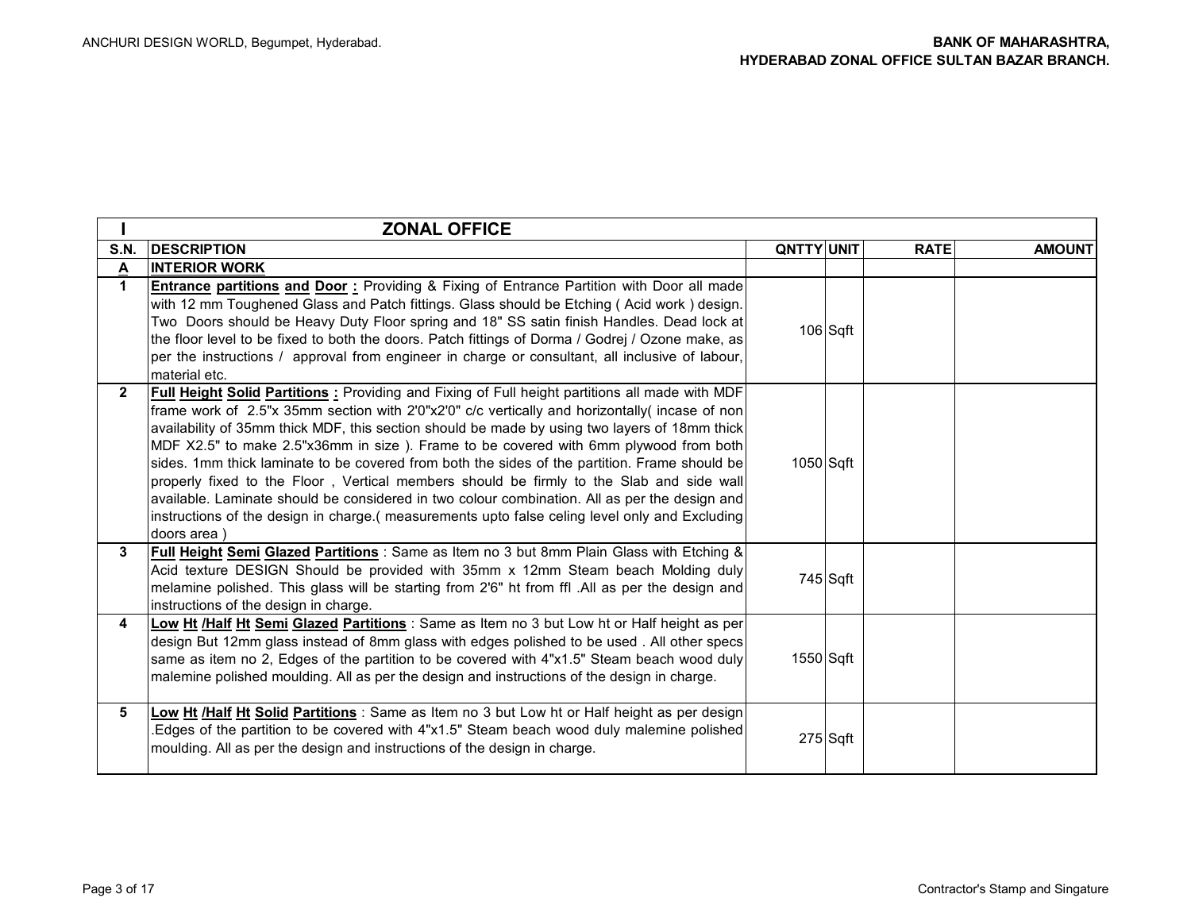| I | ZONAL OFFICE | | | | |
|---|---|---|---|---|---|
| **S.N.** | **DESCRIPTION** | **QNTTY** | **UNIT** | **RATE** | **AMOUNT** |
| **A** | **INTERIOR WORK** | | | | |
| **1** | **Entrance partitions and Door :** Providing & Fixing of Entrance Partition with Door all made with 12 mm Toughened Glass and Patch fittings. Glass should be Etching ( Acid work ) design. Two Doors should be Heavy Duty Floor spring and 18" SS satin finish Handles. Dead lock at the floor level to be fixed to both the doors. Patch fittings of Dorma / Godrej / Ozone make, as per the instructions / approval from engineer in charge or consultant, all inclusive of labour, material etc. | 106 | Sqft | | |
| **2** | **Full Height Solid Partitions :** Providing and Fixing of Full height partitions all made with MDF frame work of 2.5"x 35mm section with 2'0"x2'0" c/c vertically and horizontally( incase of non availability of 35mm thick MDF, this section should be made by using two layers of 18mm thick MDF X2.5" to make 2.5"x36mm in size ). Frame to be covered with 6mm plywood from both sides. 1mm thick laminate to be covered from both the sides of the partition. Frame should be properly fixed to the Floor , Vertical members should be firmly to the Slab and side wall available. Laminate should be considered in two colour combination. All as per the design and instructions of the design in charge.( measurements upto false celing level only and Excluding doors area ) | 1050 | Sqft | | |
| **3** | **Full Height Semi Glazed Partitions** : Same as Item no 3 but 8mm Plain Glass with Etching & Acid texture DESIGN Should be provided with 35mm x 12mm Steam beach Molding duly melamine polished. This glass will be starting from 2'6" ht from ffl .All as per the design and instructions of the design in charge. | 745 | Sqft | | |
| **4** | **Low Ht /Half Ht Semi Glazed Partitions** : Same as Item no 3 but Low ht or Half height as per design But 12mm glass instead of 8mm glass with edges polished to be used . All other specs same as item no 2, Edges of the partition to be covered with 4"x1.5" Steam beach wood duly malemine polished moulding. All as per the design and instructions of the design in charge. | 1550 | Sqft | | |
| **5** | **Low Ht /Half Ht Solid Partitions** : Same as Item no 3 but Low ht or Half height as per design .Edges of the partition to be covered with 4"x1.5" Steam beach wood duly malemine polished moulding. All as per the design and instructions of the design in charge. | 275 | Sqft | | |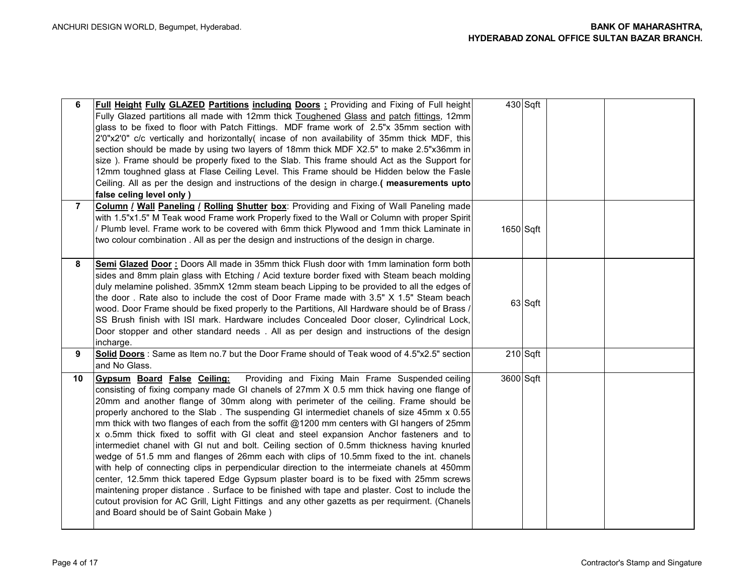| 6 | **Full Height Fully GLAZED Partitions including Doors :** Providing and Fixing of Full height Fully Glazed partitions all made with 12mm thick Toughened Glass and patch fittings, 12mm glass to be fixed to floor with Patch Fittings. MDF frame work of 2.5"x 35mm section with 2'0"x2'0" c/c vertically and horizontally( incase of non availability of 35mm thick MDF, this section should be made by using two layers of 18mm thick MDF X2.5" to make 2.5"x36mm in size ). Frame should be properly fixed to the Slab. This frame should Act as the Support for 12mm toughned glass at Flase Ceiling Level. This Frame should be Hidden below the Fasle Ceiling. All as per the design and instructions of the design in charge.**( measurements upto false celing level only )** | 430 | Sqft | | |
|---|---|---|---|---|---|
| 7 | **Column / Wall Paneling / Rolling Shutter box**: Providing and Fixing of Wall Paneling made with 1.5"x1.5" M Teak wood Frame work Properly fixed to the Wall or Column with proper Spirit / Plumb level. Frame work to be covered with 6mm thick Plywood and 1mm thick Laminate in two colour combination . All as per the design and instructions of the design in charge. | 1650 | Sqft | | |
| 8 | **Semi Glazed Door :** Doors All made in 35mm thick Flush door with 1mm lamination form both sides and 8mm plain glass with Etching / Acid texture border fixed with Steam beach molding duly melamine polished. 35mmX 12mm steam beach Lipping to be provided to all the edges of the door . Rate also to include the cost of Door Frame made with 3.5" X 1.5" Steam beach wood. Door Frame should be fixed properly to the Partitions, All Hardware should be of Brass / SS Brush finish with ISI mark. Hardware includes Concealed Door closer, Cylindrical Lock, Door stopper and other standard needs . All as per design and instructions of the design incharge. | 63 | Sqft | | |
| 9 | **Solid Doors** : Same as Item no.7 but the Door Frame should of Teak wood of 4.5"x2.5" section and No Glass. | 210 | Sqft | | |
| 10 | **Gypsum Board False Ceiling:** Providing and Fixing Main Frame Suspended ceiling consisting of fixing company made GI chanels of 27mm X 0.5 mm thick having one flange of 20mm and another flange of 30mm along with perimeter of the ceiling. Frame should be properly anchored to the Slab . The suspending GI intermediet chanels of size 45mm x 0.55 mm thick with two flanges of each from the soffit @1200 mm centers with GI hangers of 25mm x o.5mm thick fixed to soffit with GI cleat and steel expansion Anchor fasteners and to intermediet chanel with GI nut and bolt. Ceiling section of 0.5mm thickness having knurled wedge of 51.5 mm and flanges of 26mm each with clips of 10.5mm fixed to the int. chanels with help of connecting clips in perpendicular direction to the intermeiate chanels at 450mm center, 12.5mm thick tapered Edge Gypsum plaster board is to be fixed with 25mm screws maintening proper distance . Surface to be finished with tape and plaster. Cost to include the cutout provision for AC Grill, Light Fittings and any other gazetts as per requirment. (Chanels and Board should be of Saint Gobain Make ) | 3600 | Sqft | | |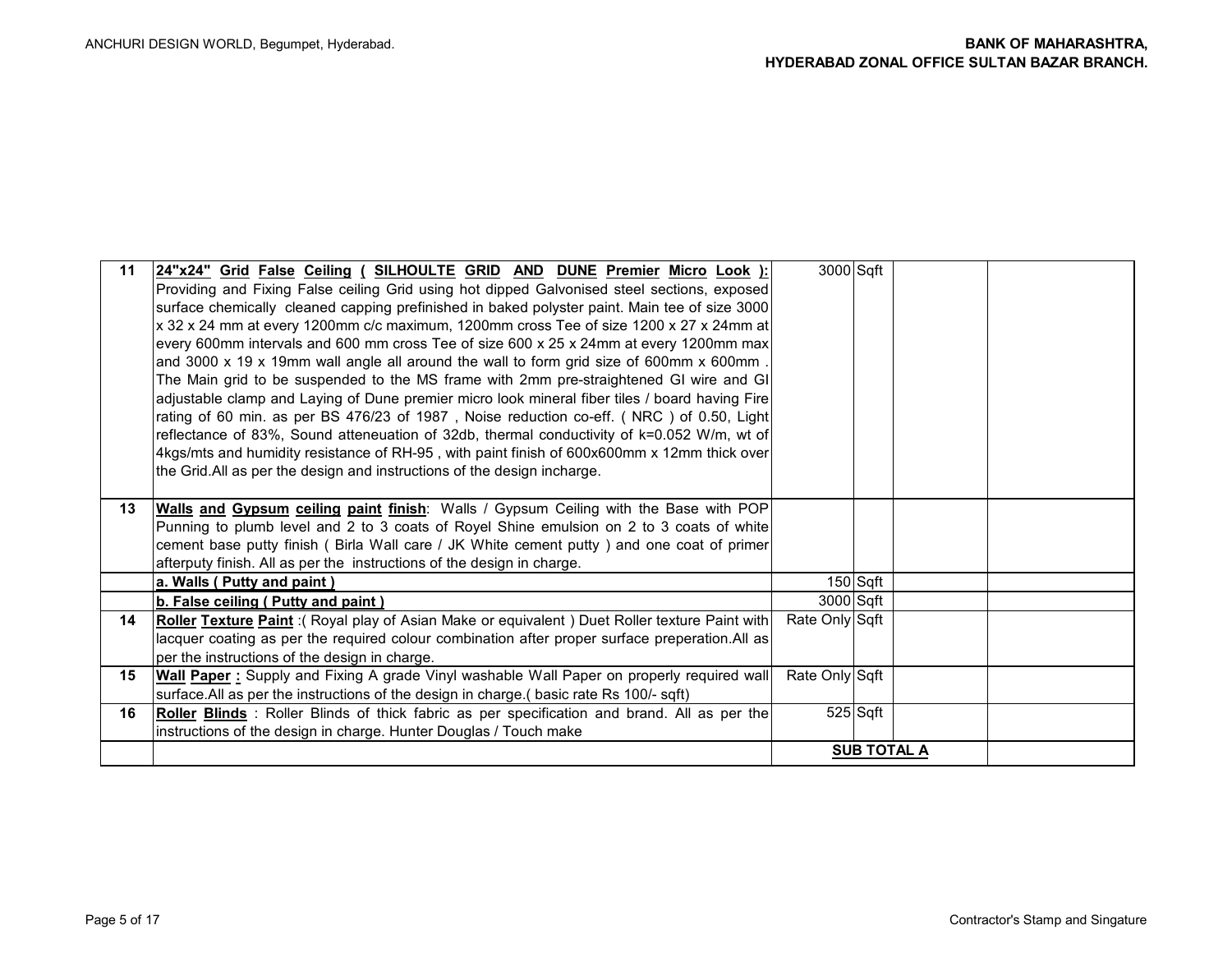| | | | | | |
|---|---|---|---|---|---|
| 11 | **24"x24" Grid False Ceiling ( SILHOULTE GRID AND DUNE Premier Micro Look ):** Providing and Fixing False ceiling Grid using hot dipped Galvonised steel sections, exposed surface chemically cleaned capping prefinished in baked polyster paint. Main tee of size 3000 x 32 x 24 mm at every 1200mm c/c maximum, 1200mm cross Tee of size 1200 x 27 x 24mm at every 600mm intervals and 600 mm cross Tee of size 600 x 25 x 24mm at every 1200mm max and 3000 x 19 x 19mm wall angle all around the wall to form grid size of 600mm x 600mm . The Main grid to be suspended to the MS frame with 2mm pre-straightened GI wire and GI adjustable clamp and Laying of Dune premier micro look mineral fiber tiles / board having Fire rating of 60 min. as per BS 476/23 of 1987 , Noise reduction co-eff. ( NRC ) of 0.50, Light reflectance of 83%, Sound atteneuation of 32db, thermal conductivity of k=0.052 W/m, wt of 4kgs/mts and humidity resistance of RH-95 , with paint finish of 600x600mm x 12mm thick over the Grid.All as per the design and instructions of the design incharge. | 3000 | Sqft | | |
| 13 | **Walls and Gypsum ceiling paint finish**: Walls / Gypsum Ceiling with the Base with POP Punning to plumb level and 2 to 3 coats of Royel Shine emulsion on 2 to 3 coats of white cement base putty finish ( Birla Wall care / JK White cement putty ) and one coat of primer afterputy finish. All as per the instructions of the design in charge. | | | | |
| | **a. Walls ( Putty and paint )** | 150 | Sqft | | |
| | **b. False ceiling ( Putty and paint )** | 3000 | Sqft | | |
| 14 | **Roller Texture Paint** :( Royal play of Asian Make or equivalent ) Duet Roller texture Paint with lacquer coating as per the required colour combination after proper surface preperation.All as per the instructions of the design in charge. | Rate Only | Sqft | | |
| 15 | **Wall Paper :** Supply and Fixing A grade Vinyl washable Wall Paper on properly required wall surface.All as per the instructions of the design in charge.( basic rate Rs 100/- sqft) | Rate Only | Sqft | | |
| 16 | **Roller Blinds** : Roller Blinds of thick fabric as per specification and brand. All as per the instructions of the design in charge. Hunter Douglas / Touch make | 525 | Sqft | | |
| | | **SUB TOTAL A** | | | |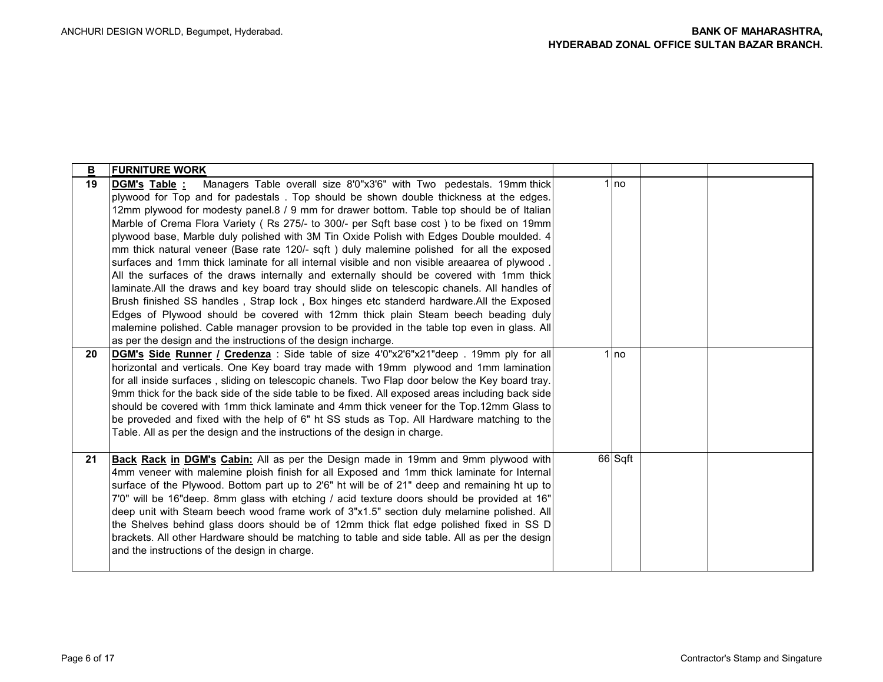| B | FURNITURE WORK | | | | |
|---|---|---|---|---|---|
| 19 | **DGM's Table :** Managers Table overall size 8'0"x3'6" with Two pedestals. 19mm thick plywood for Top and for padestals . Top should be shown double thickness at the edges. 12mm plywood for modesty panel.8 / 9 mm for drawer bottom. Table top should be of Italian Marble of Crema Flora Variety ( Rs 275/- to 300/- per Sqft base cost ) to be fixed on 19mm plywood base, Marble duly polished with 3M Tin Oxide Polish with Edges Double moulded. 4 mm thick natural veneer (Base rate 120/- sqft ) duly malemine polished for all the exposed surfaces and 1mm thick laminate for all internal visible and non visible areaarea of plywood . All the surfaces of the draws internally and externally should be covered with 1mm thick laminate.All the draws and key board tray should slide on telescopic chanels. All handles of Brush finished SS handles , Strap lock , Box hinges etc standerd hardware.All the Exposed Edges of Plywood should be covered with 12mm thick plain Steam beech beading duly malemine polished. Cable manager provsion to be provided in the table top even in glass. All as per the design and the instructions of the design incharge. | 1 | no | | |
| 20 | **DGM's Side Runner / Credenza** : Side table of size 4'0"x2'6"x21"deep . 19mm ply for all horizontal and verticals. One Key board tray made with 19mm plywood and 1mm lamination for all inside surfaces , sliding on telescopic chanels. Two Flap door below the Key board tray. 9mm thick for the back side of the side table to be fixed. All exposed areas including back side should be covered with 1mm thick laminate and 4mm thick veneer for the Top.12mm Glass to be proveded and fixed with the help of 6" ht SS studs as Top. All Hardware matching to the Table. All as per the design and the instructions of the design in charge. | 1 | no | | |
| 21 | **Back Rack in DGM's Cabin:** All as per the Design made in 19mm and 9mm plywood with 4mm veneer with malemine ploish finish for all Exposed and 1mm thick laminate for Internal surface of the Plywood. Bottom part up to 2'6" ht will be of 21" deep and remaining ht up to 7'0" will be 16"deep. 8mm glass with etching / acid texture doors should be provided at 16" deep unit with Steam beech wood frame work of 3"x1.5" section duly melamine polished. All the Shelves behind glass doors should be of 12mm thick flat edge polished fixed in SS D brackets. All other Hardware should be matching to table and side table. All as per the design and the instructions of the design in charge. | 66 | Sqft | | |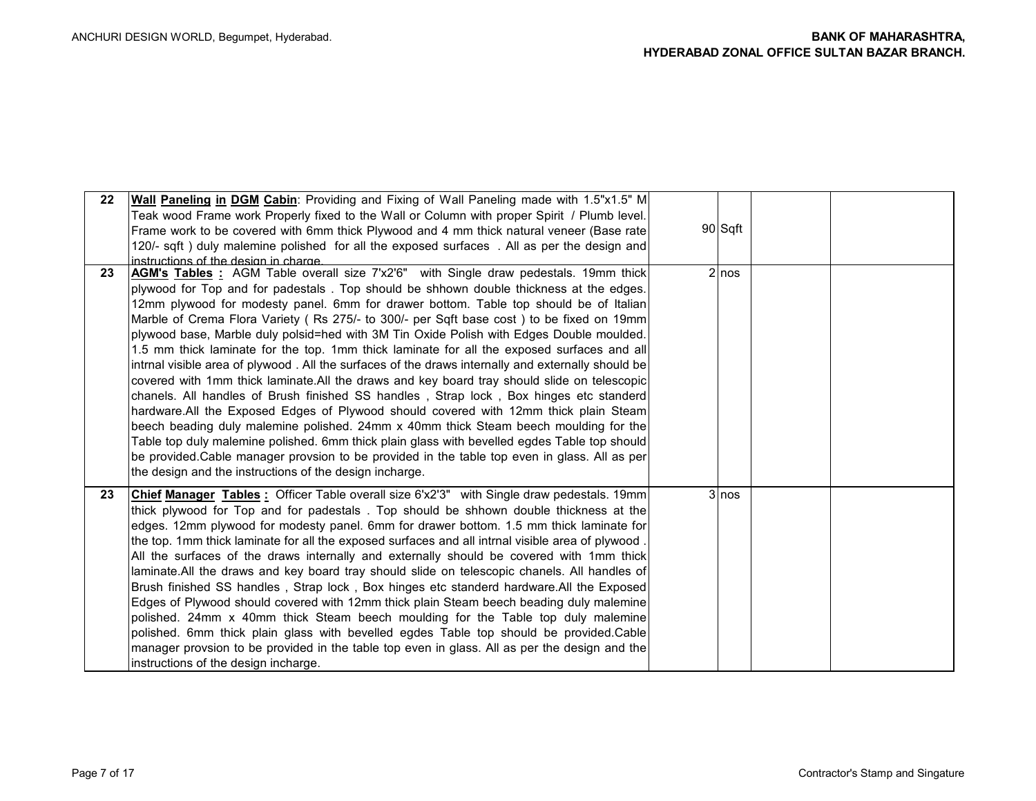| 22 | **Wall Paneling in DGM Cabin**: Providing and Fixing of Wall Paneling made with 1.5"x1.5" M Teak wood Frame work Properly fixed to the Wall or Column with proper Spirit / Plumb level. Frame work to be covered with 6mm thick Plywood and 4 mm thick natural veneer (Base rate 120/- sqft ) duly malemine polished for all the exposed surfaces . All as per the design and instructions of the design in charge. | 90 | Sqft | | |
|---|---|---|---|---|---|
| 23 | **AGM's Tables :** AGM Table overall size 7'x2'6" with Single draw pedestals. 19mm thick plywood for Top and for padestals . Top should be shhown double thickness at the edges. 12mm plywood for modesty panel. 6mm for drawer bottom. Table top should be of Italian Marble of Crema Flora Variety ( Rs 275/- to 300/- per Sqft base cost ) to be fixed on 19mm plywood base, Marble duly polsid=hed with 3M Tin Oxide Polish with Edges Double moulded. 1.5 mm thick laminate for the top. 1mm thick laminate for all the exposed surfaces and all intrnal visible area of plywood . All the surfaces of the draws internally and externally should be covered with 1mm thick laminate.All the draws and key board tray should slide on telescopic chanels. All handles of Brush finished SS handles , Strap lock , Box hinges etc standerd hardware.All the Exposed Edges of Plywood should covered with 12mm thick plain Steam beech beading duly malemine polished. 24mm x 40mm thick Steam beech moulding for the Table top duly malemine polished. 6mm thick plain glass with bevelled egdes Table top should be provided.Cable manager provsion to be provided in the table top even in glass. All as per the design and the instructions of the design incharge. | 2 | nos | | |
| 23 | **Chief Manager Tables :** Officer Table overall size 6'x2'3" with Single draw pedestals. 19mm thick plywood for Top and for padestals . Top should be shhown double thickness at the edges. 12mm plywood for modesty panel. 6mm for drawer bottom. 1.5 mm thick laminate for the top. 1mm thick laminate for all the exposed surfaces and all intrnal visible area of plywood . All the surfaces of the draws internally and externally should be covered with 1mm thick laminate.All the draws and key board tray should slide on telescopic chanels. All handles of Brush finished SS handles , Strap lock , Box hinges etc standerd hardware.All the Exposed Edges of Plywood should covered with 12mm thick plain Steam beech beading duly malemine polished. 24mm x 40mm thick Steam beech moulding for the Table top duly malemine polished. 6mm thick plain glass with bevelled egdes Table top should be provided.Cable manager provsion to be provided in the table top even in glass. All as per the design and the instructions of the design incharge. | 3 | nos | | |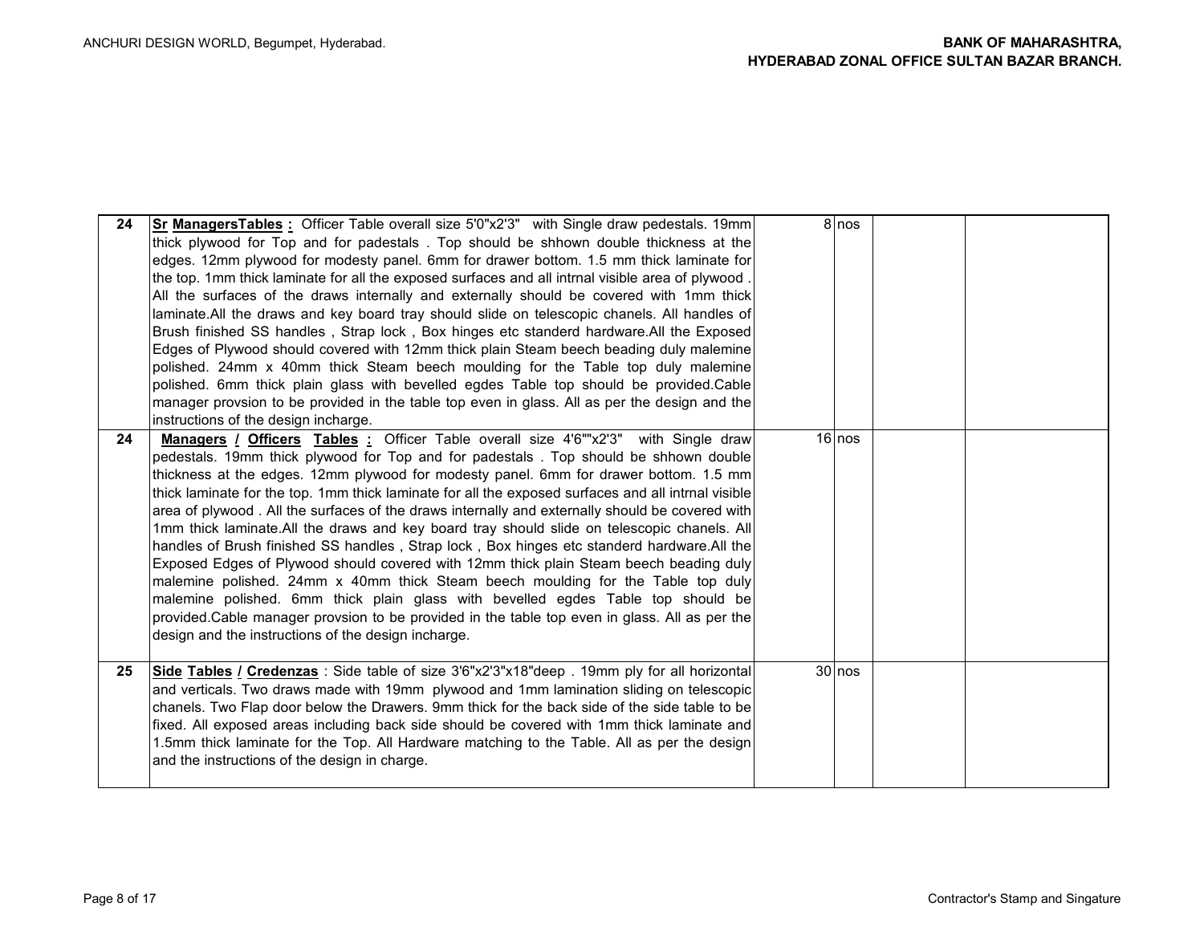| 24 | **Sr ManagersTables :** Officer Table overall size 5'0"x2'3" with Single draw pedestals. 19mm thick plywood for Top and for padestals . Top should be shhown double thickness at the edges. 12mm plywood for modesty panel. 6mm for drawer bottom. 1.5 mm thick laminate for the top. 1mm thick laminate for all the exposed surfaces and all intrnal visible area of plywood . All the surfaces of the draws internally and externally should be covered with 1mm thick laminate.All the draws and key board tray should slide on telescopic chanels. All handles of Brush finished SS handles , Strap lock , Box hinges etc standerd hardware.All the Exposed Edges of Plywood should covered with 12mm thick plain Steam beech beading duly malemine polished. 24mm x 40mm thick Steam beech moulding for the Table top duly malemine polished. 6mm thick plain glass with bevelled egdes Table top should be provided.Cable manager provsion to be provided in the table top even in glass. All as per the design and the instructions of the design incharge. | 8 | nos | | |
|---|---|---|---|---|---|
| 24 | **Managers / Officers Tables :** Officer Table overall size 4'6""x2'3" with Single draw pedestals. 19mm thick plywood for Top and for padestals . Top should be shhown double thickness at the edges. 12mm plywood for modesty panel. 6mm for drawer bottom. 1.5 mm thick laminate for the top. 1mm thick laminate for all the exposed surfaces and all intrnal visible area of plywood . All the surfaces of the draws internally and externally should be covered with 1mm thick laminate.All the draws and key board tray should slide on telescopic chanels. All handles of Brush finished SS handles , Strap lock , Box hinges etc standerd hardware.All the Exposed Edges of Plywood should covered with 12mm thick plain Steam beech beading duly malemine polished. 24mm x 40mm thick Steam beech moulding for the Table top duly malemine polished. 6mm thick plain glass with bevelled egdes Table top should be provided.Cable manager provsion to be provided in the table top even in glass. All as per the design and the instructions of the design incharge. | 16 | nos | | |
| 25 | **Side Tables / Credenzas** : Side table of size 3'6"x2'3"x18"deep . 19mm ply for all horizontal and verticals. Two draws made with 19mm plywood and 1mm lamination sliding on telescopic chanels. Two Flap door below the Drawers. 9mm thick for the back side of the side table to be fixed. All exposed areas including back side should be covered with 1mm thick laminate and 1.5mm thick laminate for the Top. All Hardware matching to the Table. All as per the design and the instructions of the design in charge. | 30 | nos | | |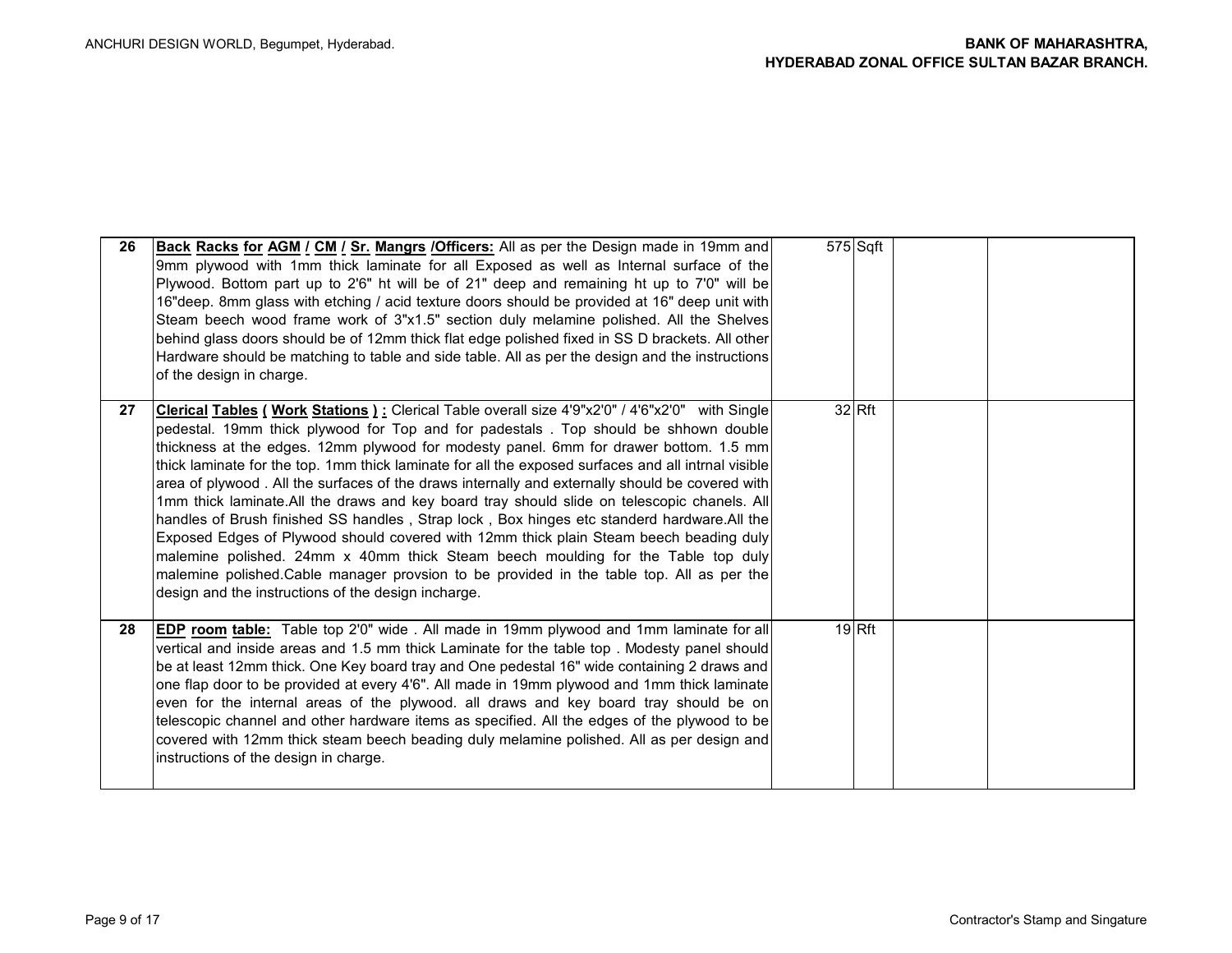| | | | | | |
|---|---|---|---|---|---|
| 26 | **Back Racks for AGM / CM / Sr. Mangrs /Officers:** All as per the Design made in 19mm and 9mm plywood with 1mm thick laminate for all Exposed as well as Internal surface of the Plywood. Bottom part up to 2'6" ht will be of 21" deep and remaining ht up to 7'0" will be 16"deep. 8mm glass with etching / acid texture doors should be provided at 16" deep unit with Steam beech wood frame work of 3"x1.5" section duly melamine polished. All the Shelves behind glass doors should be of 12mm thick flat edge polished fixed in SS D brackets. All other Hardware should be matching to table and side table. All as per the design and the instructions of the design in charge. | 575 | Sqft | | |
| 27 | **Clerical Tables ( Work Stations ) :** Clerical Table overall size 4'9"x2'0" / 4'6"x2'0" with Single pedestal. 19mm thick plywood for Top and for padestals . Top should be shhown double thickness at the edges. 12mm plywood for modesty panel. 6mm for drawer bottom. 1.5 mm thick laminate for the top. 1mm thick laminate for all the exposed surfaces and all intrnal visible area of plywood . All the surfaces of the draws internally and externally should be covered with 1mm thick laminate.All the draws and key board tray should slide on telescopic chanels. All handles of Brush finished SS handles , Strap lock , Box hinges etc standerd hardware.All the Exposed Edges of Plywood should covered with 12mm thick plain Steam beech beading duly malemine polished. 24mm x 40mm thick Steam beech moulding for the Table top duly malemine polished.Cable manager provsion to be provided in the table top. All as per the design and the instructions of the design incharge. | 32 | Rft | | |
| 28 | **EDP room table:** Table top 2'0" wide . All made in 19mm plywood and 1mm laminate for all vertical and inside areas and 1.5 mm thick Laminate for the table top . Modesty panel should be at least 12mm thick. One Key board tray and One pedestal 16" wide containing 2 draws and one flap door to be provided at every 4'6". All made in 19mm plywood and 1mm thick laminate even for the internal areas of the plywood. all draws and key board tray should be on telescopic channel and other hardware items as specified. All the edges of the plywood to be covered with 12mm thick steam beech beading duly melamine polished. All as per design and instructions of the design in charge. | 19 | Rft | | |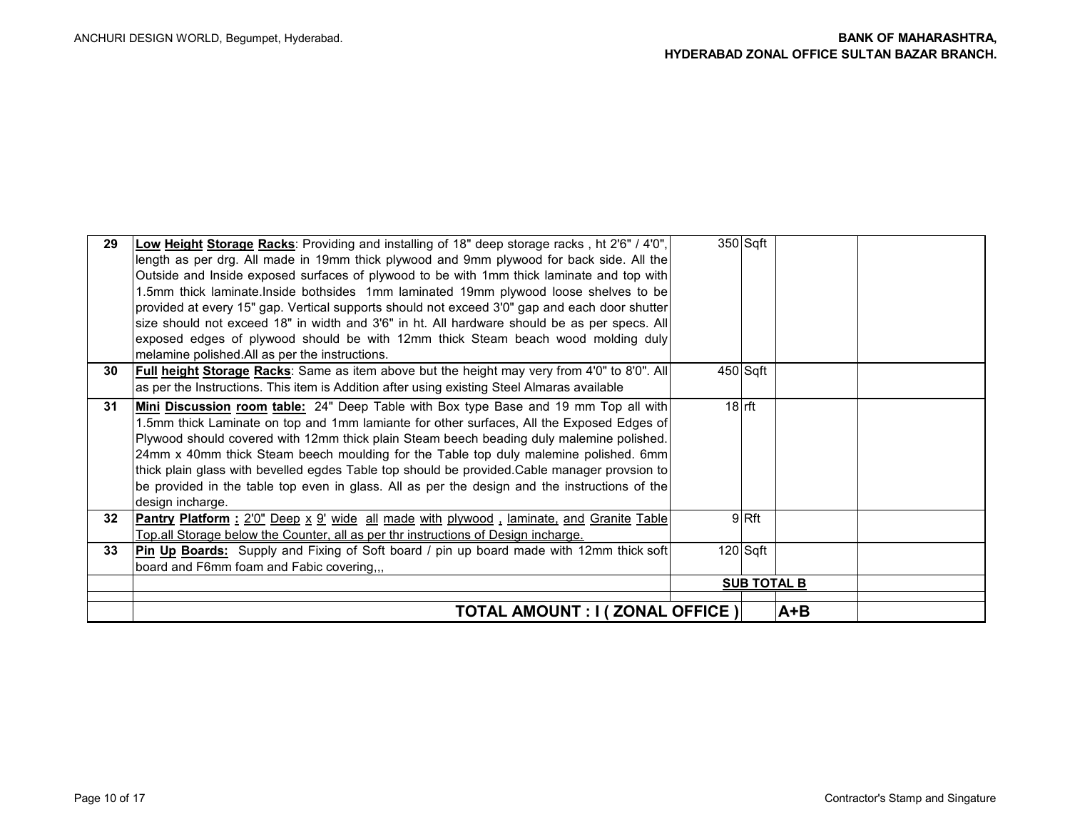| 29 | **Low Height Storage Racks**: Providing and installing of 18" deep storage racks , ht 2'6" / 4'0", length as per drg. All made in 19mm thick plywood and 9mm plywood for back side. All the Outside and Inside exposed surfaces of plywood to be with 1mm thick laminate and top with 1.5mm thick laminate.Inside bothsides 1mm laminated 19mm plywood loose shelves to be provided at every 15" gap. Vertical supports should not exceed 3'0" gap and each door shutter size should not exceed 18" in width and 3'6" in ht. All hardware should be as per specs. All exposed edges of plywood should be with 12mm thick Steam beach wood molding duly melamine polished.All as per the instructions. | 350 | Sqft | | |
|---|---|---|---|---|---|
| 30 | **Full height Storage Racks**: Same as item above but the height may very from 4'0" to 8'0". All as per the Instructions. This item is Addition after using existing Steel Almaras available | 450 | Sqft | | |
| 31 | **Mini Discussion room table:** 24" Deep Table with Box type Base and 19 mm Top all with 1.5mm thick Laminate on top and 1mm lamiante for other surfaces, All the Exposed Edges of Plywood should covered with 12mm thick plain Steam beech beading duly malemine polished. 24mm x 40mm thick Steam beech moulding for the Table top duly malemine polished. 6mm thick plain glass with bevelled egdes Table top should be provided.Cable manager provsion to be provided in the table top even in glass. All as per the design and the instructions of the design incharge. | 18 | rft | | |
| 32 | **Pantry Platform :** 2'0" Deep x 9' wide all made with plywood , laminate, and Granite Table Top.all Storage below the Counter, all as per thr instructions of Design incharge. | 9 | Rft | | |
| 33 | **Pin Up Boards:** Supply and Fixing of Soft board / pin up board made with 12mm thick soft board and F6mm foam and Fabic covering,,, | 120 | Sqft | | |
| | | **SUB TOTAL B** | | | |
| | | | | | |
| | **TOTAL AMOUNT : I ( ZONAL OFFICE )** | | | **A+B** | |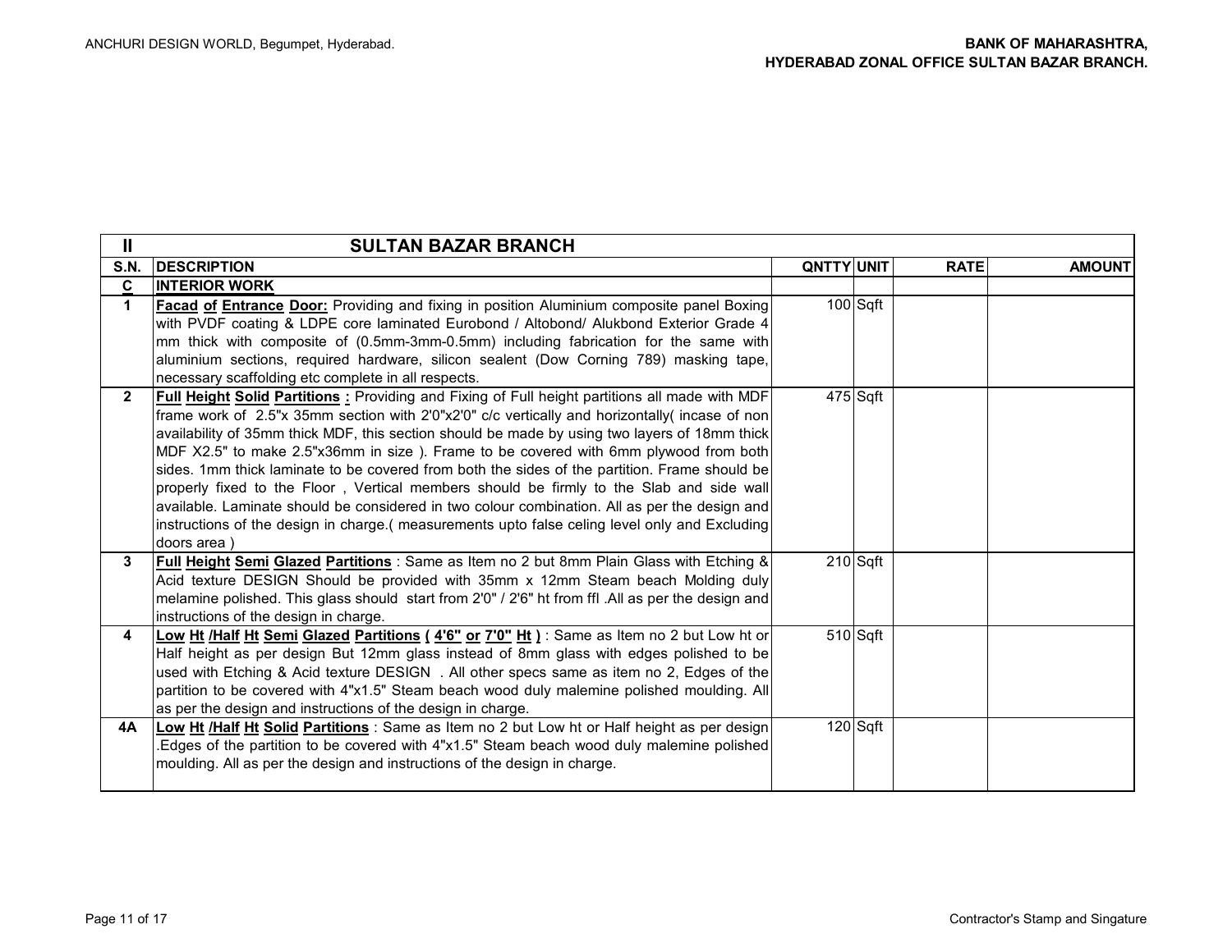| II | SULTAN BAZAR BRANCH | | | | |
|---|---|---|---|---|---|
| **S.N.** | **DESCRIPTION** | **QNTTY** | **UNIT** | **RATE** | **AMOUNT** |
| **C** | **INTERIOR WORK** | | | | |
| **1** | **Facad of Entrance Door:** Providing and fixing in position Aluminium composite panel Boxing with PVDF coating & LDPE core laminated Eurobond / Altobond/ Alukbond Exterior Grade 4 mm thick with composite of (0.5mm-3mm-0.5mm) including fabrication for the same with aluminium sections, required hardware, silicon sealent (Dow Corning 789) masking tape, necessary scaffolding etc complete in all respects. | 100 | Sqft | | |
| **2** | **Full Height Solid Partitions :** Providing and Fixing of Full height partitions all made with MDF frame work of 2.5"x 35mm section with 2'0"x2'0" c/c vertically and horizontally( incase of non availability of 35mm thick MDF, this section should be made by using two layers of 18mm thick MDF X2.5" to make 2.5"x36mm in size ). Frame to be covered with 6mm plywood from both sides. 1mm thick laminate to be covered from both the sides of the partition. Frame should be properly fixed to the Floor , Vertical members should be firmly to the Slab and side wall available. Laminate should be considered in two colour combination. All as per the design and instructions of the design in charge.( measurements upto false celing level only and Excluding doors area ) | 475 | Sqft | | |
| **3** | **Full Height Semi Glazed Partitions** : Same as Item no 2 but 8mm Plain Glass with Etching & Acid texture DESIGN Should be provided with 35mm x 12mm Steam beach Molding duly melamine polished. This glass should start from 2'0" / 2'6" ht from ffl .All as per the design and instructions of the design in charge. | 210 | Sqft | | |
| **4** | **Low Ht /Half Ht Semi Glazed Partitions ( 4'6" or 7'0" Ht )** : Same as Item no 2 but Low ht or Half height as per design But 12mm glass instead of 8mm glass with edges polished to be used with Etching & Acid texture DESIGN . All other specs same as item no 2, Edges of the partition to be covered with 4"x1.5" Steam beach wood duly malemine polished moulding. All as per the design and instructions of the design in charge. | 510 | Sqft | | |
| **4A** | **Low Ht /Half Ht Solid Partitions** : Same as Item no 2 but Low ht or Half height as per design .Edges of the partition to be covered with 4"x1.5" Steam beach wood duly malemine polished moulding. All as per the design and instructions of the design in charge. | 120 | Sqft | | |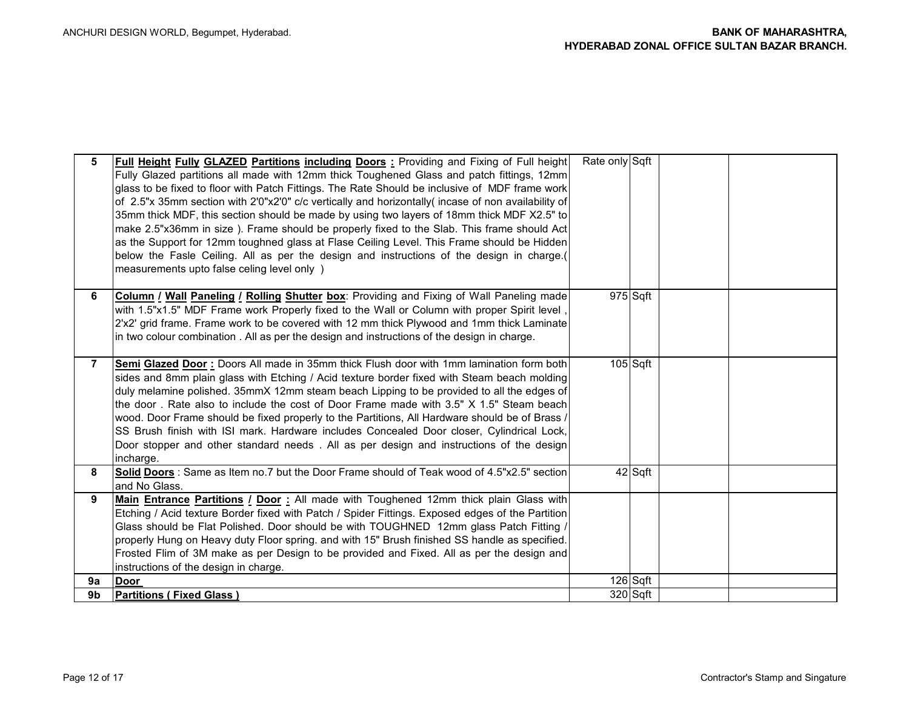| | | | | | |
|---|---|---|---|---|---|
| 5 | **Full Height Fully GLAZED Partitions including Doors :** Providing and Fixing of Full height Fully Glazed partitions all made with 12mm thick Toughened Glass and patch fittings, 12mm glass to be fixed to floor with Patch Fittings. The Rate Should be inclusive of MDF frame work of 2.5"x 35mm section with 2'0"x2'0" c/c vertically and horizontally( incase of non availability of 35mm thick MDF, this section should be made by using two layers of 18mm thick MDF X2.5" to make 2.5"x36mm in size ). Frame should be properly fixed to the Slab. This frame should Act as the Support for 12mm toughned glass at Flase Ceiling Level. This Frame should be Hidden below the Fasle Ceiling. All as per the design and instructions of the design in charge.( measurements upto false celing level only ) | Rate only | Sqft | | |
| 6 | **Column / Wall Paneling / Rolling Shutter box**: Providing and Fixing of Wall Paneling made with 1.5"x1.5" MDF Frame work Properly fixed to the Wall or Column with proper Spirit level , 2'x2' grid frame. Frame work to be covered with 12 mm thick Plywood and 1mm thick Laminate in two colour combination . All as per the design and instructions of the design in charge. | 975 | Sqft | | |
| 7 | **Semi Glazed Door :** Doors All made in 35mm thick Flush door with 1mm lamination form both sides and 8mm plain glass with Etching / Acid texture border fixed with Steam beach molding duly melamine polished. 35mmX 12mm steam beach Lipping to be provided to all the edges of the door . Rate also to include the cost of Door Frame made with 3.5" X 1.5" Steam beach wood. Door Frame should be fixed properly to the Partitions, All Hardware should be of Brass / SS Brush finish with ISI mark. Hardware includes Concealed Door closer, Cylindrical Lock, Door stopper and other standard needs . All as per design and instructions of the design incharge. | 105 | Sqft | | |
| 8 | **Solid Doors** : Same as Item no.7 but the Door Frame should of Teak wood of 4.5"x2.5" section and No Glass. | 42 | Sqft | | |
| 9 | **Main Entrance Partitions / Door :** All made with Toughened 12mm thick plain Glass with Etching / Acid texture Border fixed with Patch / Spider Fittings. Exposed edges of the Partition Glass should be Flat Polished. Door should be with TOUGHNED 12mm glass Patch Fitting / properly Hung on Heavy duty Floor spring. and with 15" Brush finished SS handle as specified. Frosted Flim of 3M make as per Design to be provided and Fixed. All as per the design and instructions of the design in charge. | | | | |
| 9a | **Door** | 126 | Sqft | | |
| 9b | **Partitions ( Fixed Glass )** | 320 | Sqft | | |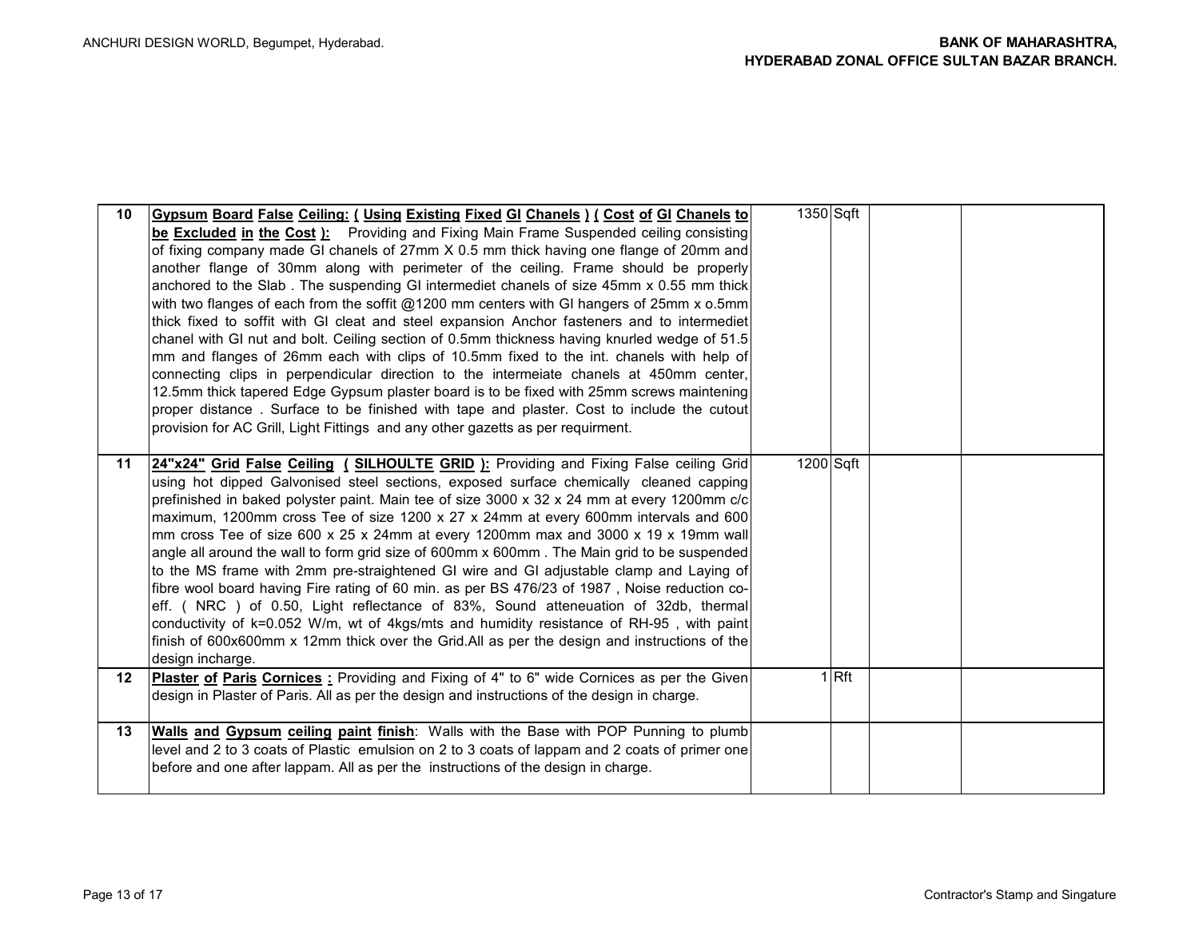| | | | | | |
|---|---|---|---|---|---|
| 10 | **Gypsum Board False Ceiling: ( Using Existing Fixed GI Chanels ) ( Cost of GI Chanels to be Excluded in the Cost ):** Providing and Fixing Main Frame Suspended ceiling consisting of fixing company made GI chanels of 27mm X 0.5 mm thick having one flange of 20mm and another flange of 30mm along with perimeter of the ceiling. Frame should be properly anchored to the Slab . The suspending GI intermediet chanels of size 45mm x 0.55 mm thick with two flanges of each from the soffit @1200 mm centers with GI hangers of 25mm x o.5mm thick fixed to soffit with GI cleat and steel expansion Anchor fasteners and to intermediet chanel with GI nut and bolt. Ceiling section of 0.5mm thickness having knurled wedge of 51.5 mm and flanges of 26mm each with clips of 10.5mm fixed to the int. chanels with help of connecting clips in perpendicular direction to the intermeiate chanels at 450mm center, 12.5mm thick tapered Edge Gypsum plaster board is to be fixed with 25mm screws maintening proper distance . Surface to be finished with tape and plaster. Cost to include the cutout provision for AC Grill, Light Fittings and any other gazetts as per requirment. | 1350 | Sqft | | |
| 11 | **24"x24" Grid False Ceiling ( SILHOULTE GRID ):** Providing and Fixing False ceiling Grid using hot dipped Galvonised steel sections, exposed surface chemically cleaned capping prefinished in baked polyster paint. Main tee of size 3000 x 32 x 24 mm at every 1200mm c/c maximum, 1200mm cross Tee of size 1200 x 27 x 24mm at every 600mm intervals and 600 mm cross Tee of size 600 x 25 x 24mm at every 1200mm max and 3000 x 19 x 19mm wall angle all around the wall to form grid size of 600mm x 600mm . The Main grid to be suspended to the MS frame with 2mm pre-straightened GI wire and GI adjustable clamp and Laying of fibre wool board having Fire rating of 60 min. as per BS 476/23 of 1987 , Noise reduction co-eff. ( NRC ) of 0.50, Light reflectance of 83%, Sound atteneuation of 32db, thermal conductivity of k=0.052 W/m, wt of 4kgs/mts and humidity resistance of RH-95 , with paint finish of 600x600mm x 12mm thick over the Grid.All as per the design and instructions of the design incharge. | 1200 | Sqft | | |
| 12 | **Plaster of Paris Cornices :** Providing and Fixing of 4" to 6" wide Cornices as per the Given design in Plaster of Paris. All as per the design and instructions of the design in charge. | 1 | Rft | | |
| 13 | **Walls and Gypsum ceiling paint finish**: Walls with the Base with POP Punning to plumb level and 2 to 3 coats of Plastic emulsion on 2 to 3 coats of lappam and 2 coats of primer one before and one after lappam. All as per the instructions of the design in charge. | | | | |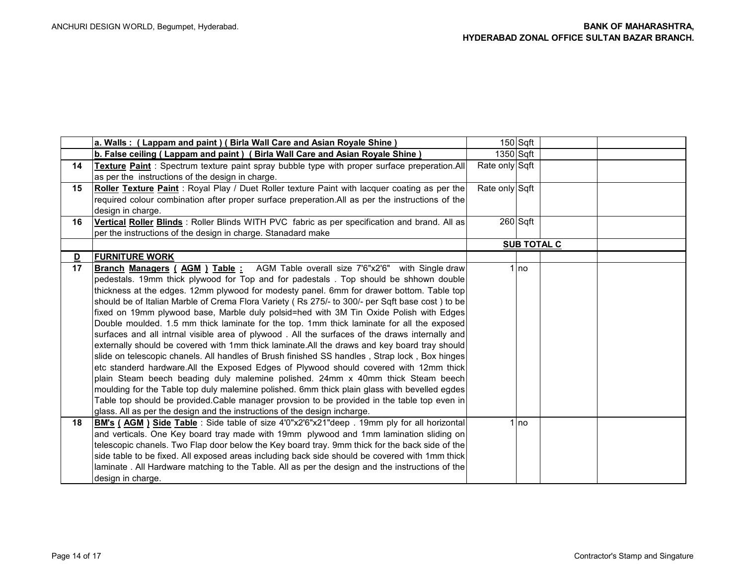| | | | | | |
|---|---|---|---|---|---|
| | **a. Walls : ( Lappam and paint ) ( Birla Wall Care and Asian Royale Shine )** | 150 | Sqft | | |
| | **b. False ceiling ( Lappam and paint ) ( Birla Wall Care and Asian Royale Shine )** | 1350 | Sqft | | |
| **14** | **Texture Paint** : Spectrum texture paint spray bubble type with proper surface preperation.All as per the instructions of the design in charge. | Rate only | Sqft | | |
| **15** | **Roller Texture Paint** : Royal Play / Duet Roller texture Paint with lacquer coating as per the required colour combination after proper surface preperation.All as per the instructions of the design in charge. | Rate only | Sqft | | |
| **16** | **Vertical Roller Blinds** : Roller Blinds WITH PVC fabric as per specification and brand. All as per the instructions of the design in charge. Stanadard make | 260 | Sqft | | |
| | | **SUB TOTAL C** | | | |
| **D** | **FURNITURE WORK** | | | | |
| **17** | **Branch Managers ( AGM ) Table :** AGM Table overall size 7'6"x2'6" with Single draw pedestals. 19mm thick plywood for Top and for pedestals . Top should be shhown double thickness at the edges. 12mm plywood for modesty panel. 6mm for drawer bottom. Table top should be of Italian Marble of Crema Flora Variety ( Rs 275/- to 300/- per Sqft base cost ) to be fixed on 19mm plywood base, Marble duly polsid=hed with 3M Tin Oxide Polish with Edges Double moulded. 1.5 mm thick laminate for the top. 1mm thick laminate for all the exposed surfaces and all intrnal visible area of plywood . All the surfaces of the draws internally and externally should be covered with 1mm thick laminate.All the draws and key board tray should slide on telescopic chanels. All handles of Brush finished SS handles , Strap lock , Box hinges etc standerd hardware.All the Exposed Edges of Plywood should covered with 12mm thick plain Steam beech beading duly malemine polished. 24mm x 40mm thick Steam beech moulding for the Table top duly malemine polished. 6mm thick plain glass with bevelled egdes Table top should be provided.Cable manager provsion to be provided in the table top even in glass. All as per the design and the instructions of the design incharge. | 1 | no | | |
| **18** | **BM's ( AGM ) Side Table** : Side table of size 4'0"x2'6"x21"deep . 19mm ply for all horizontal and verticals. One Key board tray made with 19mm plywood and 1mm lamination sliding on telescopic chanels. Two Flap door below the Key board tray. 9mm thick for the back side of the side table to be fixed. All exposed areas including back side should be covered with 1mm thick laminate . All Hardware matching to the Table. All as per the design and the instructions of the design in charge. | 1 | no | | |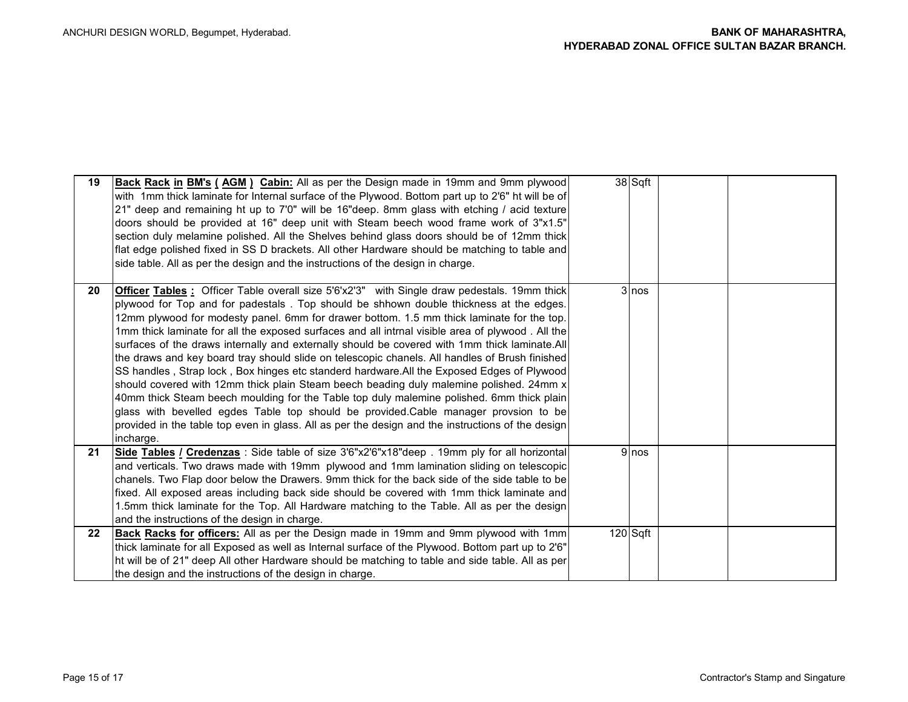| 19 | **Back Rack in BM's ( AGM ) Cabin:** All as per the Design made in 19mm and 9mm plywood with 1mm thick laminate for Internal surface of the Plywood. Bottom part up to 2'6" ht will be of 21" deep and remaining ht up to 7'0" will be 16"deep. 8mm glass with etching / acid texture doors should be provided at 16" deep unit with Steam beech wood frame work of 3"x1.5" section duly melamine polished. All the Shelves behind glass doors should be of 12mm thick flat edge polished fixed in SS D brackets. All other Hardware should be matching to table and side table. All as per the design and the instructions of the design in charge. | 38 | Sqft | | |
|---|---|---|---|---|---|
| 20 | **Officer Tables :** Officer Table overall size 5'6'x2'3" with Single draw pedestals. 19mm thick plywood for Top and for padestals . Top should be shhown double thickness at the edges. 12mm plywood for modesty panel. 6mm for drawer bottom. 1.5 mm thick laminate for the top. 1mm thick laminate for all the exposed surfaces and all intrnal visible area of plywood . All the surfaces of the draws internally and externally should be covered with 1mm thick laminate.All the draws and key board tray should slide on telescopic chanels. All handles of Brush finished SS handles , Strap lock , Box hinges etc standerd hardware.All the Exposed Edges of Plywood should covered with 12mm thick plain Steam beech beading duly malemine polished. 24mm x 40mm thick Steam beech moulding for the Table top duly malemine polished. 6mm thick plain glass with bevelled egdes Table top should be provided.Cable manager provsion to be provided in the table top even in glass. All as per the design and the instructions of the design incharge. | 3 | nos | | |
| 21 | **Side Tables / Credenzas** : Side table of size 3'6"x2'6"x18"deep . 19mm ply for all horizontal and verticals. Two draws made with 19mm plywood and 1mm lamination sliding on telescopic chanels. Two Flap door below the Drawers. 9mm thick for the back side of the side table to be fixed. All exposed areas including back side should be covered with 1mm thick laminate and 1.5mm thick laminate for the Top. All Hardware matching to the Table. All as per the design and the instructions of the design in charge. | 9 | nos | | |
| 22 | **Back Racks for officers:** All as per the Design made in 19mm and 9mm plywood with 1mm thick laminate for all Exposed as well as Internal surface of the Plywood. Bottom part up to 2'6" ht will be of 21" deep All other Hardware should be matching to table and side table. All as per the design and the instructions of the design in charge. | 120 | Sqft | | |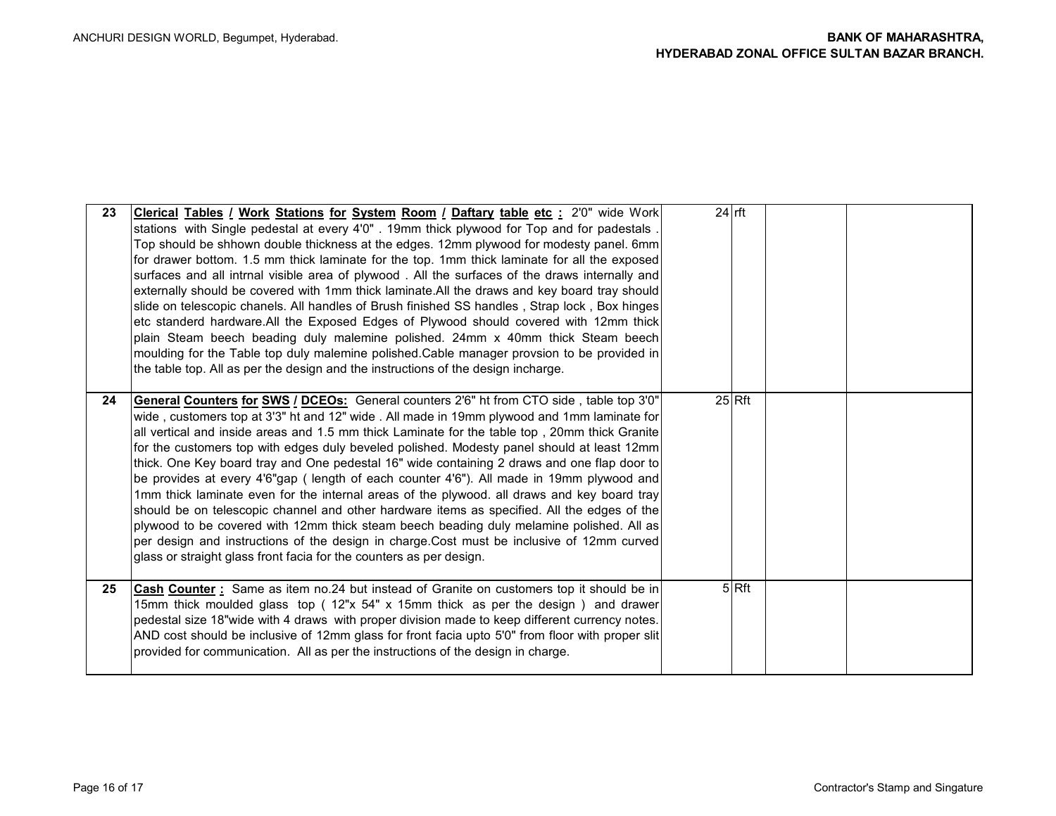| 23 | **Clerical Tables / Work Stations for System Room / Daftary table etc :** 2'0" wide Work stations with Single pedestal at every 4'0" . 19mm thick plywood for Top and for padestals . Top should be shhown double thickness at the edges. 12mm plywood for modesty panel. 6mm for drawer bottom. 1.5 mm thick laminate for the top. 1mm thick laminate for all the exposed surfaces and all intrnal visible area of plywood . All the surfaces of the draws internally and externally should be covered with 1mm thick laminate.All the draws and key board tray should slide on telescopic chanels. All handles of Brush finished SS handles , Strap lock , Box hinges etc standerd hardware.All the Exposed Edges of Plywood should covered with 12mm thick plain Steam beech beading duly malemine polished. 24mm x 40mm thick Steam beech moulding for the Table top duly malemine polished.Cable manager provsion to be provided in the table top. All as per the design and the instructions of the design incharge. | 24 | rft | | |
|---|---|---|---|---|---|
| 24 | **General Counters for SWS / DCEOs:** General counters 2'6" ht from CTO side , table top 3'0" wide , customers top at 3'3" ht and 12" wide . All made in 19mm plywood and 1mm laminate for all vertical and inside areas and 1.5 mm thick Laminate for the table top , 20mm thick Granite for the customers top with edges duly beveled polished. Modesty panel should at least 12mm thick. One Key board tray and One pedestal 16" wide containing 2 draws and one flap door to be provides at every 4'6"gap ( length of each counter 4'6"). All made in 19mm plywood and 1mm thick laminate even for the internal areas of the plywood. all draws and key board tray should be on telescopic channel and other hardware items as specified. All the edges of the plywood to be covered with 12mm thick steam beech beading duly melamine polished. All as per design and instructions of the design in charge.Cost must be inclusive of 12mm curved glass or straight glass front facia for the counters as per design. | 25 | Rft | | |
| 25 | **Cash Counter :** Same as item no.24 but instead of Granite on customers top it should be in 15mm thick moulded glass top ( 12"x 54" x 15mm thick as per the design ) and drawer pedestal size 18"wide with 4 draws with proper division made to keep different currency notes. AND cost should be inclusive of 12mm glass for front facia upto 5'0" from floor with proper slit provided for communication. All as per the instructions of the design in charge. | 5 | Rft | | |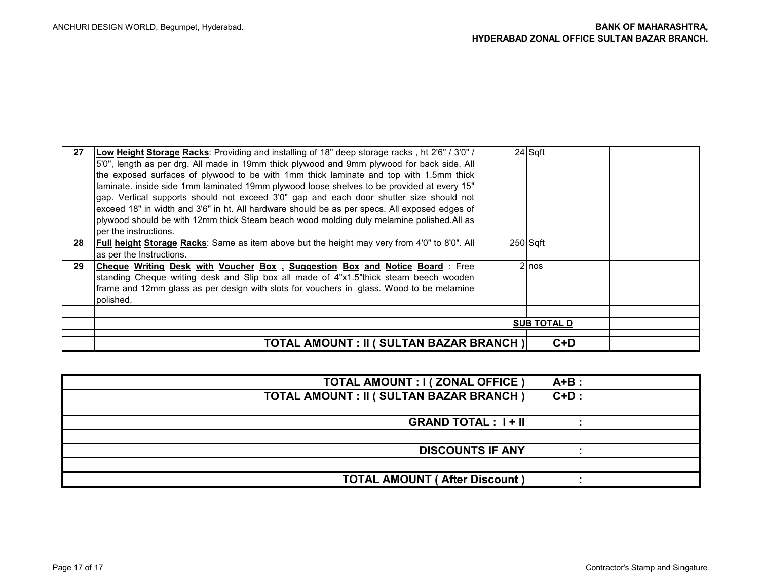| | | | | | |
|---|---|---|---|---|---|
| 27 | **Low Height Storage Racks**: Providing and installing of 18" deep storage racks , ht 2'6" / 3'0" / 5'0", length as per drg. All made in 19mm thick plywood and 9mm plywood for back side. All the exposed surfaces of plywood to be with 1mm thick laminate and top with 1.5mm thick laminate. inside side 1mm laminated 19mm plywood loose shelves to be provided at every 15" gap. Vertical supports should not exceed 3'0" gap and each door shutter size should not exceed 18" in width and 3'6" in ht. All hardware should be as per specs. All exposed edges of plywood should be with 12mm thick Steam beach wood molding duly melamine polished.All as per the instructions. | 24 | Sqft | | |
| 28 | **Full height Storage Racks**: Same as item above but the height may very from 4'0" to 8'0". All as per the Instructions. | 250 | Sqft | | |
| 29 | **Cheque Writing Desk with Voucher Box , Suggestion Box and Notice Board** : Free standing Cheque writing desk and Slip box all made of 4"x1.5"thick steam beech wooden frame and 12mm glass as per design with slots for vouchers in glass. Wood to be melamine polished. | 2 | nos | | |
| | | | | | |
| | | **SUB TOTAL D** | | | |
| | **TOTAL AMOUNT : II ( SULTAN BAZAR BRANCH )** | | | **C+D** | |

| | |
|---|---|
| **TOTAL AMOUNT : I ( ZONAL OFFICE )** | **A+B :** |
| **TOTAL AMOUNT : II ( SULTAN BAZAR BRANCH )** | **C+D :** |
| | |
| **GRAND TOTAL : I + II** | **:** |
| | |
| **DISCOUNTS IF ANY** | **:** |
| | |
| **TOTAL AMOUNT ( After Discount )** | **:** |

Contractor's Stamp and Singature